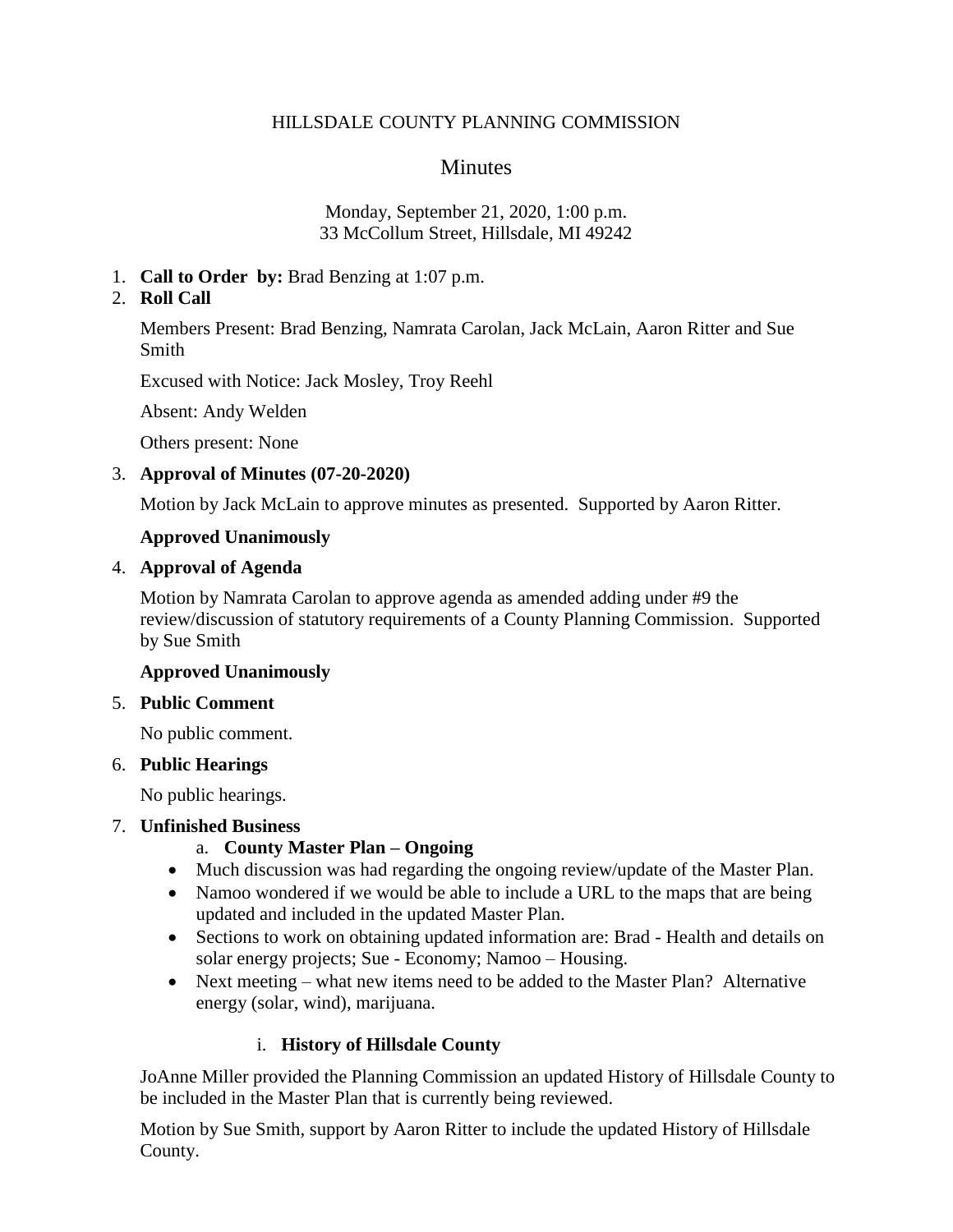# HILLSDALE COUNTY PLANNING COMMISSION

## Minutes

Monday, September 21, 2020, 1:00 p.m.
33 McCollum Street, Hillsdale, MI 49242

1. **Call to Order by:** Brad Benzing at 1:07 p.m.
2. **Roll Call**

   Members Present: Brad Benzing, Namrata Carolan, Jack McLain, Aaron Ritter and Sue Smith

   Excused with Notice: Jack Mosley, Troy Reehl

   Absent: Andy Welden

   Others present: None

3. **Approval of Minutes (07-20-2020)**

   Motion by Jack McLain to approve minutes as presented. Supported by Aaron Ritter.

   **Approved Unanimously**

4. **Approval of Agenda**

   Motion by Namrata Carolan to approve agenda as amended adding under #9 the review/discussion of statutory requirements of a County Planning Commission. Supported by Sue Smith

   **Approved Unanimously**

5. **Public Comment**

   No public comment.

6. **Public Hearings**

   No public hearings.

7. **Unfinished Business**

   a. **County Master Plan – Ongoing**

   - Much discussion was had regarding the ongoing review/update of the Master Plan.
   - Namoo wondered if we would be able to include a URL to the maps that are being updated and included in the updated Master Plan.
   - Sections to work on obtaining updated information are: Brad - Health and details on solar energy projects; Sue - Economy; Namoo – Housing.
   - Next meeting – what new items need to be added to the Master Plan? Alternative energy (solar, wind), marijuana.

   i. **History of Hillsdale County**

   JoAnne Miller provided the Planning Commission an updated History of Hillsdale County to be included in the Master Plan that is currently being reviewed.

   Motion by Sue Smith, support by Aaron Ritter to include the updated History of Hillsdale County.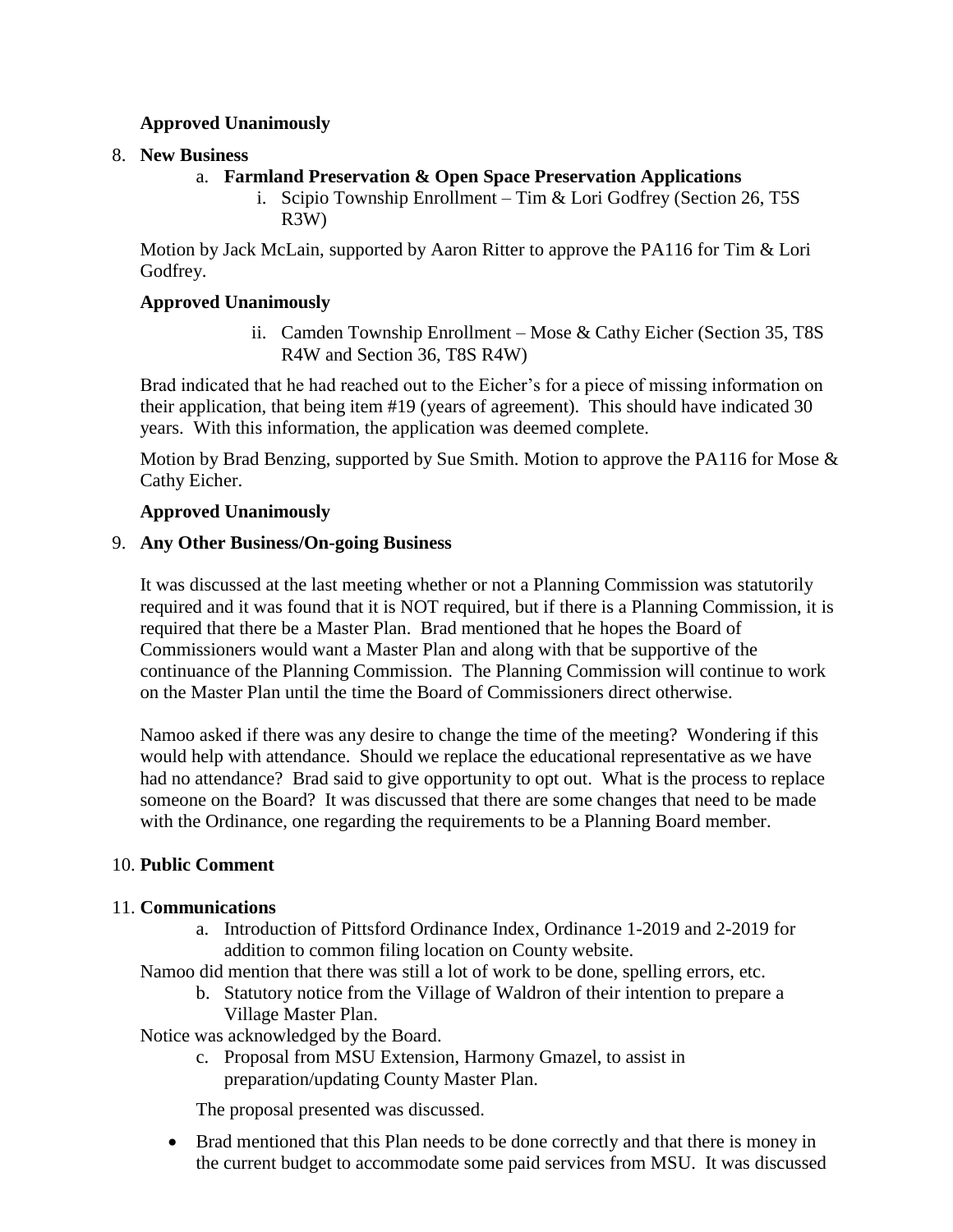**Approved Unanimously**

8. **New Business**
   a. **Farmland Preservation & Open Space Preservation Applications**
      i. Scipio Township Enrollment – Tim & Lori Godfrey (Section 26, T5S R3W)

Motion by Jack McLain, supported by Aaron Ritter to approve the PA116 for Tim & Lori Godfrey.

**Approved Unanimously**

      ii. Camden Township Enrollment – Mose & Cathy Eicher (Section 35, T8S R4W and Section 36, T8S R4W)

Brad indicated that he had reached out to the Eicher's for a piece of missing information on their application, that being item #19 (years of agreement). This should have indicated 30 years. With this information, the application was deemed complete.

Motion by Brad Benzing, supported by Sue Smith. Motion to approve the PA116 for Mose & Cathy Eicher.

**Approved Unanimously**

9. **Any Other Business/On-going Business**

It was discussed at the last meeting whether or not a Planning Commission was statutorily required and it was found that it is NOT required, but if there is a Planning Commission, it is required that there be a Master Plan. Brad mentioned that he hopes the Board of Commissioners would want a Master Plan and along with that be supportive of the continuance of the Planning Commission. The Planning Commission will continue to work on the Master Plan until the time the Board of Commissioners direct otherwise.

Namoo asked if there was any desire to change the time of the meeting? Wondering if this would help with attendance. Should we replace the educational representative as we have had no attendance? Brad said to give opportunity to opt out. What is the process to replace someone on the Board? It was discussed that there are some changes that need to be made with the Ordinance, one regarding the requirements to be a Planning Board member.

10. **Public Comment**

11. **Communications**
   a. Introduction of Pittsford Ordinance Index, Ordinance 1-2019 and 2-2019 for addition to common filing location on County website.

Namoo did mention that there was still a lot of work to be done, spelling errors, etc.

   b. Statutory notice from the Village of Waldron of their intention to prepare a Village Master Plan.

Notice was acknowledged by the Board.

   c. Proposal from MSU Extension, Harmony Gmazel, to assist in preparation/updating County Master Plan.

The proposal presented was discussed.

- Brad mentioned that this Plan needs to be done correctly and that there is money in the current budget to accommodate some paid services from MSU. It was discussed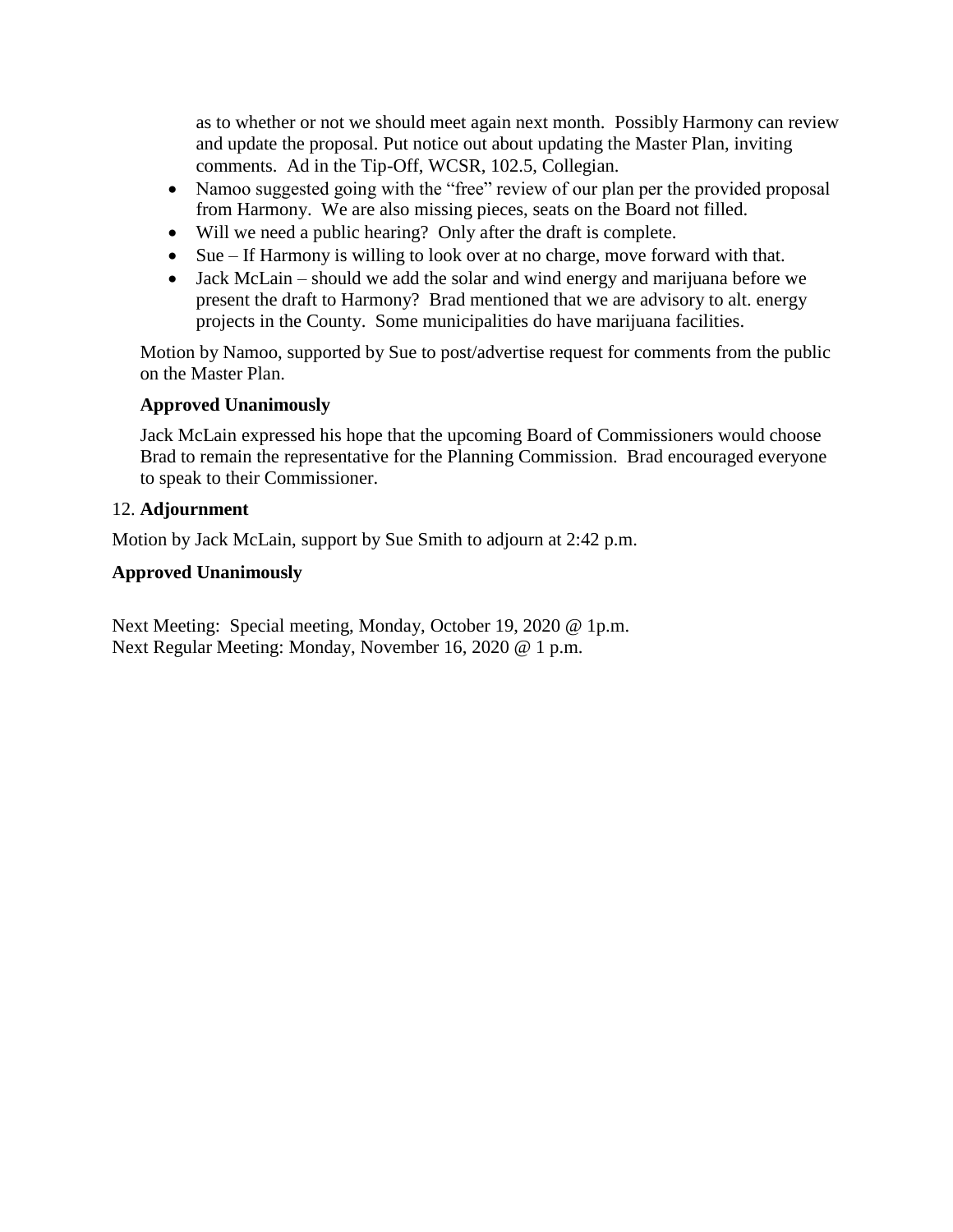as to whether or not we should meet again next month. Possibly Harmony can review and update the proposal. Put notice out about updating the Master Plan, inviting comments. Ad in the Tip-Off, WCSR, 102.5, Collegian.

- Namoo suggested going with the "free" review of our plan per the provided proposal from Harmony. We are also missing pieces, seats on the Board not filled.
- Will we need a public hearing? Only after the draft is complete.
- Sue – If Harmony is willing to look over at no charge, move forward with that.
- Jack McLain – should we add the solar and wind energy and marijuana before we present the draft to Harmony? Brad mentioned that we are advisory to alt. energy projects in the County. Some municipalities do have marijuana facilities.

Motion by Namoo, supported by Sue to post/advertise request for comments from the public on the Master Plan.

**Approved Unanimously**

Jack McLain expressed his hope that the upcoming Board of Commissioners would choose Brad to remain the representative for the Planning Commission. Brad encouraged everyone to speak to their Commissioner.

12. **Adjournment**

Motion by Jack McLain, support by Sue Smith to adjourn at 2:42 p.m.

**Approved Unanimously**

Next Meeting: Special meeting, Monday, October 19, 2020 @ 1p.m.
Next Regular Meeting: Monday, November 16, 2020 @ 1 p.m.